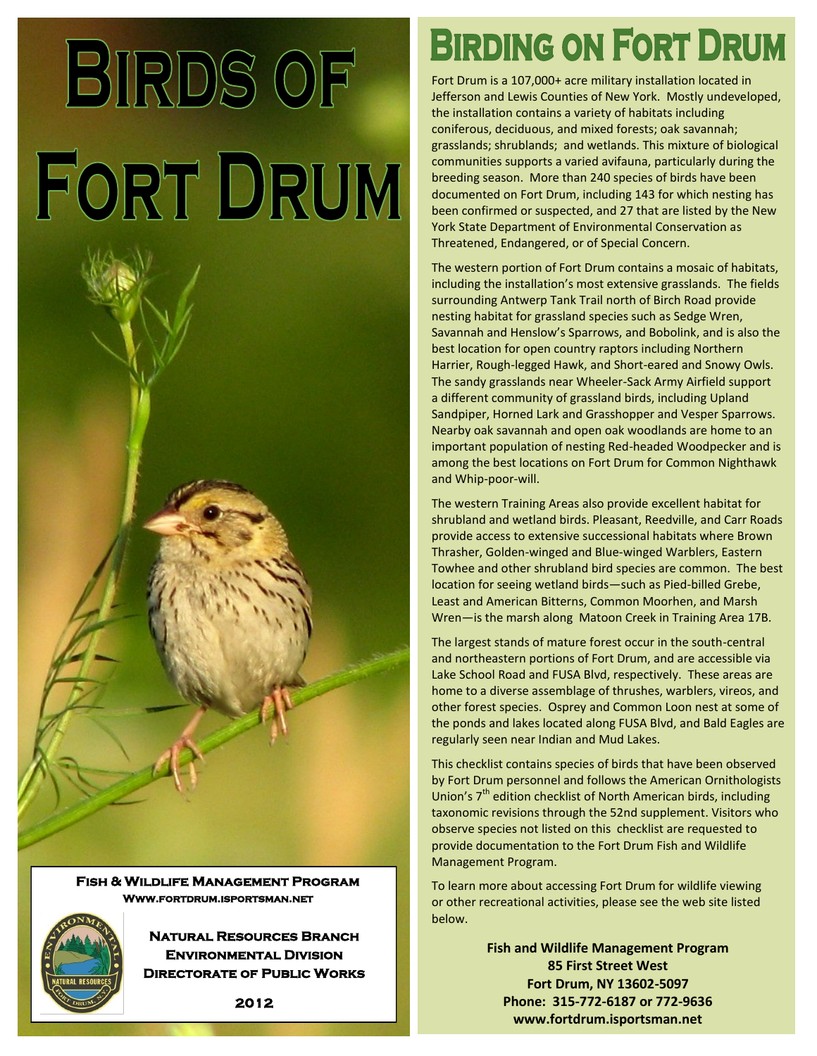# Birds of Fort Drum

**Fish & Wildlife Management Program**
**Www.fortdrum.isportsman.net**

**Natural Resources Branch**
**Environmental Division**
**Directorate of Public Works**

**2012**

# Birding on Fort Drum

Fort Drum is a 107,000+ acre military installation located in Jefferson and Lewis Counties of New York. Mostly undeveloped, the installation contains a variety of habitats including coniferous, deciduous, and mixed forests; oak savannah; grasslands; shrublands; and wetlands. This mixture of biological communities supports a varied avifauna, particularly during the breeding season. More than 240 species of birds have been documented on Fort Drum, including 143 for which nesting has been confirmed or suspected, and 27 that are listed by the New York State Department of Environmental Conservation as Threatened, Endangered, or of Special Concern.

The western portion of Fort Drum contains a mosaic of habitats, including the installation's most extensive grasslands. The fields surrounding Antwerp Tank Trail north of Birch Road provide nesting habitat for grassland species such as Sedge Wren, Savannah and Henslow's Sparrows, and Bobolink, and is also the best location for open country raptors including Northern Harrier, Rough-legged Hawk, and Short-eared and Snowy Owls. The sandy grasslands near Wheeler-Sack Army Airfield support a different community of grassland birds, including Upland Sandpiper, Horned Lark and Grasshopper and Vesper Sparrows. Nearby oak savannah and open oak woodlands are home to an important population of nesting Red-headed Woodpecker and is among the best locations on Fort Drum for Common Nighthawk and Whip-poor-will.

The western Training Areas also provide excellent habitat for shrubland and wetland birds. Pleasant, Reedville, and Carr Roads provide access to extensive successional habitats where Brown Thrasher, Golden-winged and Blue-winged Warblers, Eastern Towhee and other shrubland bird species are common. The best location for seeing wetland birds—such as Pied-billed Grebe, Least and American Bitterns, Common Moorhen, and Marsh Wren—is the marsh along Matoon Creek in Training Area 17B.

The largest stands of mature forest occur in the south-central and northeastern portions of Fort Drum, and are accessible via Lake School Road and FUSA Blvd, respectively. These areas are home to a diverse assemblage of thrushes, warblers, vireos, and other forest species. Osprey and Common Loon nest at some of the ponds and lakes located along FUSA Blvd, and Bald Eagles are regularly seen near Indian and Mud Lakes.

This checklist contains species of birds that have been observed by Fort Drum personnel and follows the American Ornithologists Union's 7th edition checklist of North American birds, including taxonomic revisions through the 52nd supplement. Visitors who observe species not listed on this checklist are requested to provide documentation to the Fort Drum Fish and Wildlife Management Program.

To learn more about accessing Fort Drum for wildlife viewing or other recreational activities, please see the web site listed below.

**Fish and Wildlife Management Program**
**85 First Street West**
**Fort Drum, NY 13602-5097**
**Phone: 315-772-6187 or 772-9636**
**www.fortdrum.isportsman.net**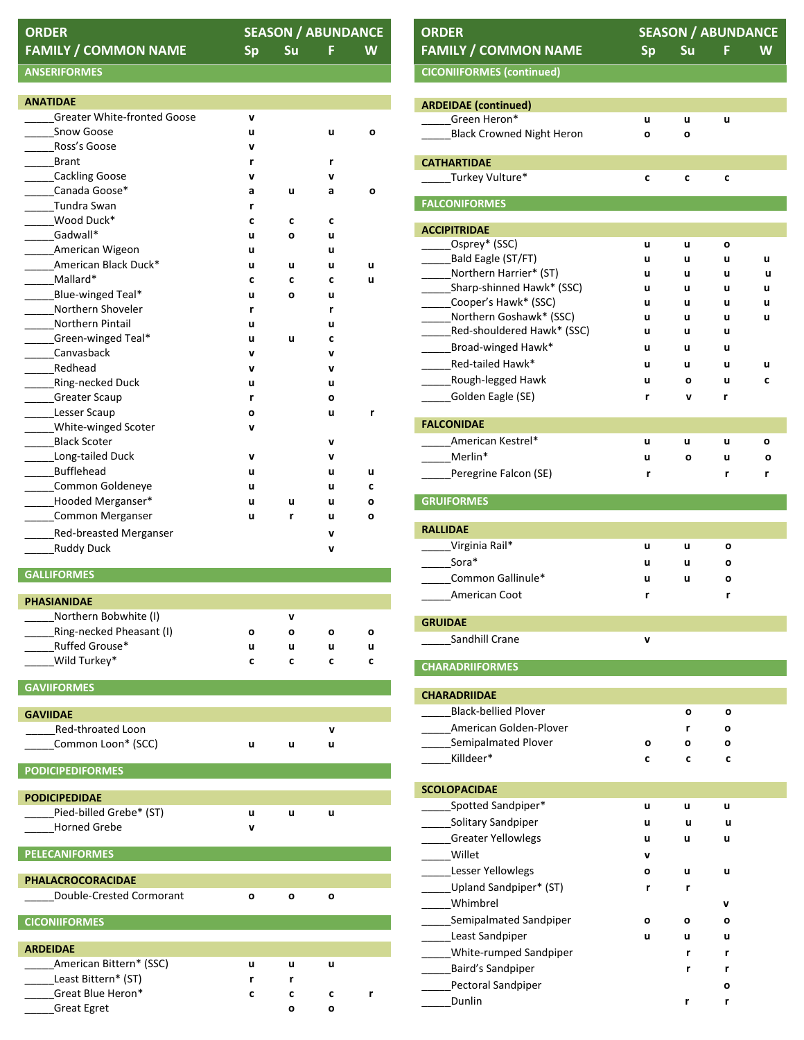| ORDER<br>FAMILY / COMMON NAME | Sp | Su | F | W |
|---|---|---|---|---|
| **ANSERIFORMES** | | | | |
| **ANATIDAE** | | | | |
| _____Greater White-fronted Goose | v | | | |
| _____Snow Goose | u | | u | o |
| _____Ross's Goose | v | | | |
| _____Brant | r | | r | |
| _____Cackling Goose | v | | v | |
| _____Canada Goose* | a | u | a | o |
| _____Tundra Swan | r | | | |
| _____Wood Duck* | c | c | c | |
| _____Gadwall* | u | o | u | |
| _____American Wigeon | u | | u | |
| _____American Black Duck* | u | u | u | u |
| _____Mallard* | c | c | c | u |
| _____Blue-winged Teal* | u | o | u | |
| _____Northern Shoveler | r | | r | |
| _____Northern Pintail | u | | u | |
| _____Green-winged Teal* | u | u | c | |
| _____Canvasback | v | | v | |
| _____Redhead | v | | v | |
| _____Ring-necked Duck | u | | u | |
| _____Greater Scaup | r | | o | |
| _____Lesser Scaup | o | | u | r |
| _____White-winged Scoter | v | | | |
| _____Black Scoter | | | v | |
| _____Long-tailed Duck | v | | v | |
| _____Bufflehead | u | | u | u |
| _____Common Goldeneye | u | | u | c |
| _____Hooded Merganser* | u | u | u | o |
| _____Common Merganser | u | r | u | o |
| _____Red-breasted Merganser | | | v | |
| _____Ruddy Duck | | | v | |
| **GALLIFORMES** | | | | |
| **PHASIANIDAE** | | | | |
| _____Northern Bobwhite (I) | | v | | |
| _____Ring-necked Pheasant (I) | o | o | o | o |
| _____Ruffed Grouse* | u | u | u | u |
| _____Wild Turkey* | c | c | c | c |
| **GAVIIFORMES** | | | | |
| **GAVIIDAE** | | | | |
| _____Red-throated Loon | | | v | |
| _____Common Loon* (SCC) | u | u | u | |
| **PODICIPEDIFORMES** | | | | |
| **PODICIPEDIDAE** | | | | |
| _____Pied-billed Grebe* (ST) | u | u | u | |
| _____Horned Grebe | v | | | |
| **PELECANIFORMES** | | | | |
| **PHALACROCORACIDAE** | | | | |
| _____Double-Crested Cormorant | o | o | o | |
| **CICONIIFORMES** | | | | |
| **ARDEIDAE** | | | | |
| _____American Bittern* (SSC) | u | u | u | |
| _____Least Bittern* (ST) | r | r | | |
| _____Great Blue Heron* | c | c | c | r |
| _____Great Egret | | o | o | |

| ORDER<br>FAMILY / COMMON NAME | Sp | Su | F | W |
|---|---|---|---|---|
| **CICONIIFORMES (continued)** | | | | |
| **ARDEIDAE (continued)** | | | | |
| _____Green Heron* | u | u | u | |
| _____Black Crowned Night Heron | o | o | | |
| **CATHARTIDAE** | | | | |
| _____Turkey Vulture* | c | c | c | |
| **FALCONIFORMES** | | | | |
| **ACCIPITRIDAE** | | | | |
| _____Osprey* (SSC) | u | u | o | |
| _____Bald Eagle (ST/FT) | u | u | u | u |
| _____Northern Harrier* (ST) | u | u | u | u |
| _____Sharp-shinned Hawk* (SSC) | u | u | u | u |
| _____Cooper's Hawk* (SSC) | u | u | u | u |
| _____Northern Goshawk* (SSC) | u | u | u | u |
| _____Red-shouldered Hawk* (SSC) | u | u | u | |
| _____Broad-winged Hawk* | u | u | u | |
| _____Red-tailed Hawk* | u | u | u | u |
| _____Rough-legged Hawk | u | o | u | c |
| _____Golden Eagle (SE) | r | v | r | |
| **FALCONIDAE** | | | | |
| _____American Kestrel* | u | u | u | o |
| _____Merlin* | u | o | u | o |
| _____Peregrine Falcon (SE) | r | | r | r |
| **GRUIFORMES** | | | | |
| **RALLIDAE** | | | | |
| _____Virginia Rail* | u | u | o | |
| _____Sora* | u | u | o | |
| _____Common Gallinule* | u | u | o | |
| _____American Coot | r | | r | |
| **GRUIDAE** | | | | |
| _____Sandhill Crane | v | | | |
| **CHARADRIIFORMES** | | | | |
| **CHARADRIIDAE** | | | | |
| _____Black-bellied Plover | | o | o | |
| _____American Golden-Plover | | r | o | |
| _____Semipalmated Plover | o | o | o | |
| _____Killdeer* | c | c | c | |
| **SCOLOPACIDAE** | | | | |
| _____Spotted Sandpiper* | u | u | u | |
| _____Solitary Sandpiper | u | u | u | |
| _____Greater Yellowlegs | u | u | u | |
| _____Willet | v | | | |
| _____Lesser Yellowlegs | o | u | u | |
| _____Upland Sandpiper* (ST) | r | r | | |
| _____Whimbrel | | | v | |
| _____Semipalmated Sandpiper | o | o | o | |
| _____Least Sandpiper | u | u | u | |
| _____White-rumped Sandpiper | | r | r | |
| _____Baird's Sandpiper | | r | r | |
| _____Pectoral Sandpiper | | | o | |
| _____Dunlin | | r | r | |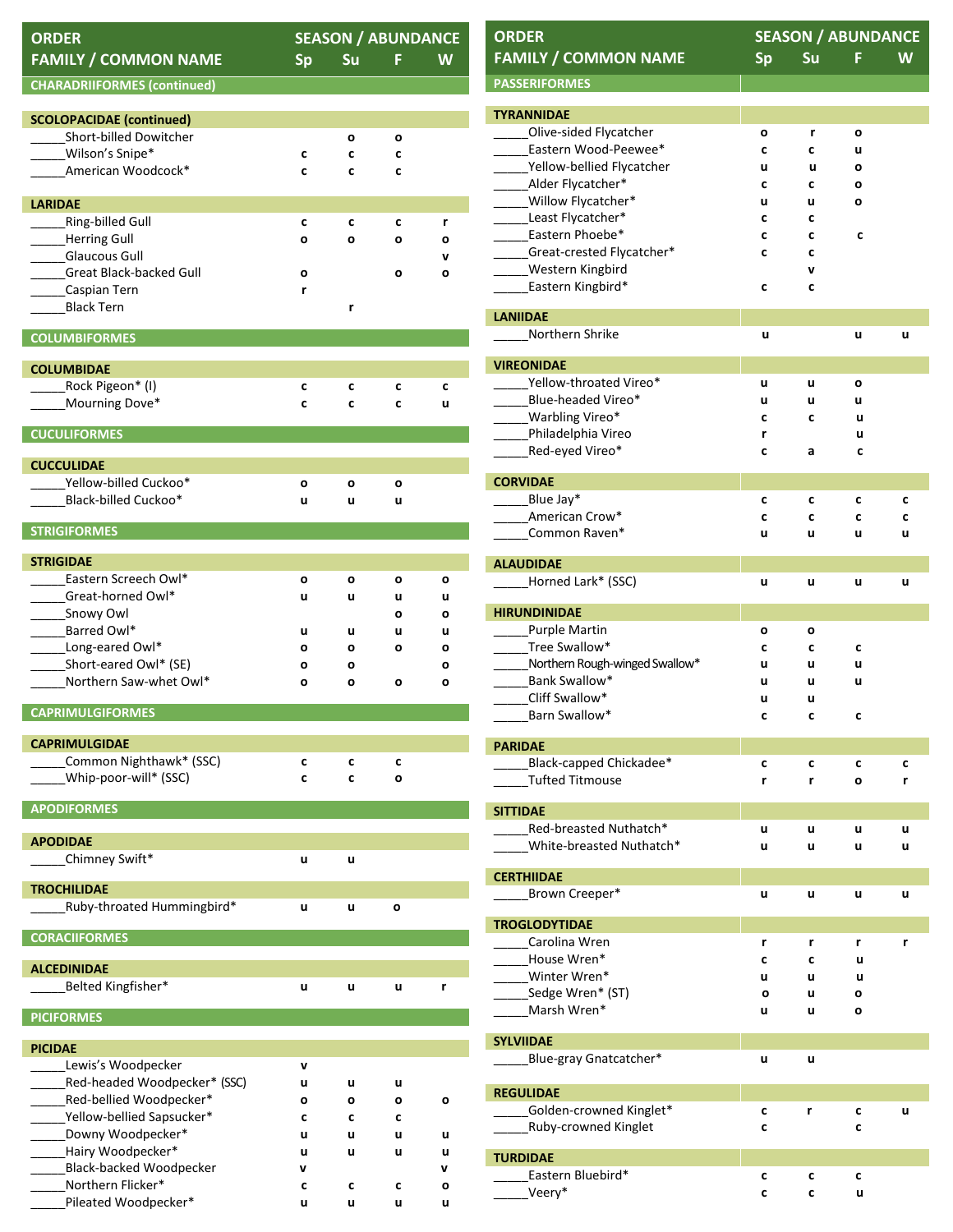| ORDER FAMILY / COMMON NAME | Sp | Su | F | W |
|---|---|---|---|---|
| **CHARADRIIFORMES (continued)** | | | | |
| **SCOLOPACIDAE (continued)** | | | | |
| _____Short-billed Dowitcher | | o | o | |
| _____Wilson's Snipe* | c | c | c | |
| _____American Woodcock* | c | c | c | |
| **LARIDAE** | | | | |
| _____Ring-billed Gull | c | c | c | r |
| _____Herring Gull | o | o | o | o |
| _____Glaucous Gull | | | | v |
| _____Great Black-backed Gull | o | | o | o |
| _____Caspian Tern | r | | | |
| _____Black Tern | | r | | |
| **COLUMBIFORMES** | | | | |
| **COLUMBIDAE** | | | | |
| _____Rock Pigeon* (I) | c | c | c | c |
| _____Mourning Dove* | c | c | c | u |
| **CUCULIFORMES** | | | | |
| **CUCCULIDAE** | | | | |
| _____Yellow-billed Cuckoo* | o | o | o | |
| _____Black-billed Cuckoo* | u | u | u | |
| **STRIGIFORMES** | | | | |
| **STRIGIDAE** | | | | |
| _____Eastern Screech Owl* | o | o | o | o |
| _____Great-horned Owl* | u | u | u | u |
| _____Snowy Owl | | | o | o |
| _____Barred Owl* | u | u | u | u |
| _____Long-eared Owl* | o | o | o | o |
| _____Short-eared Owl* (SE) | o | o | | o |
| _____Northern Saw-whet Owl* | o | o | o | o |
| **CAPRIMULGIFORMES** | | | | |
| **CAPRIMULGIDAE** | | | | |
| _____Common Nighthawk* (SSC) | c | c | c | |
| _____Whip-poor-will* (SSC) | c | c | o | |
| **APODIFORMES** | | | | |
| **APODIDAE** | | | | |
| _____Chimney Swift* | u | u | | |
| **TROCHILIDAE** | | | | |
| _____Ruby-throated Hummingbird* | u | u | o | |
| **CORACIIFORMES** | | | | |
| **ALCEDINIDAE** | | | | |
| _____Belted Kingfisher* | u | u | u | r |
| **PICIFORMES** | | | | |
| **PICIDAE** | | | | |
| _____Lewis's Woodpecker | v | | | |
| _____Red-headed Woodpecker* (SSC) | u | u | u | |
| _____Red-bellied Woodpecker* | o | o | o | o |
| _____Yellow-bellied Sapsucker* | c | c | c | |
| _____Downy Woodpecker* | u | u | u | u |
| _____Hairy Woodpecker* | u | u | u | u |
| _____Black-backed Woodpecker | v | | | v |
| _____Northern Flicker* | c | c | c | o |
| _____Pileated Woodpecker* | u | u | u | u |

| ORDER FAMILY / COMMON NAME | Sp | Su | F | W |
|---|---|---|---|---|
| **PASSERIFORMES** | | | | |
| **TYRANNIDAE** | | | | |
| _____Olive-sided Flycatcher | o | r | o | |
| _____Eastern Wood-Peewee* | c | c | u | |
| _____Yellow-bellied Flycatcher | u | u | o | |
| _____Alder Flycatcher* | c | c | o | |
| _____Willow Flycatcher* | u | u | o | |
| _____Least Flycatcher* | c | c | | |
| _____Eastern Phoebe* | c | c | c | |
| _____Great-crested Flycatcher* | c | c | | |
| _____Western Kingbird | | v | | |
| _____Eastern Kingbird* | c | c | | |
| **LANIIDAE** | | | | |
| _____Northern Shrike | u | | u | u |
| **VIREONIDAE** | | | | |
| _____Yellow-throated Vireo* | u | u | o | |
| _____Blue-headed Vireo* | u | u | u | |
| _____Warbling Vireo* | c | c | u | |
| _____Philadelphia Vireo | r | | u | |
| _____Red-eyed Vireo* | c | a | c | |
| **CORVIDAE** | | | | |
| _____Blue Jay* | c | c | c | c |
| _____American Crow* | c | c | c | c |
| _____Common Raven* | u | u | u | u |
| **ALAUDIDAE** | | | | |
| _____Horned Lark* (SSC) | u | u | u | u |
| **HIRUNDINIDAE** | | | | |
| _____Purple Martin | o | o | | |
| _____Tree Swallow* | c | c | c | |
| _____Northern Rough-winged Swallow* | u | u | u | |
| _____Bank Swallow* | u | u | u | |
| _____Cliff Swallow* | u | u | | |
| _____Barn Swallow* | c | c | c | |
| **PARIDAE** | | | | |
| _____Black-capped Chickadee* | c | c | c | c |
| _____Tufted Titmouse | r | r | o | r |
| **SITTIDAE** | | | | |
| _____Red-breasted Nuthatch* | u | u | u | u |
| _____White-breasted Nuthatch* | u | u | u | u |
| **CERTHIIDAE** | | | | |
| _____Brown Creeper* | u | u | u | u |
| **TROGLODYTIDAE** | | | | |
| _____Carolina Wren | r | r | r | r |
| _____House Wren* | c | c | u | |
| _____Winter Wren* | u | u | u | |
| _____Sedge Wren* (ST) | o | u | o | |
| _____Marsh Wren* | u | u | o | |
| **SYLVIIDAE** | | | | |
| _____Blue-gray Gnatcatcher* | u | u | | |
| **REGULIDAE** | | | | |
| _____Golden-crowned Kinglet* | c | r | c | u |
| _____Ruby-crowned Kinglet | c | | c | |
| **TURDIDAE** | | | | |
| _____Eastern Bluebird* | c | c | c | |
| _____Veery* | c | c | u | |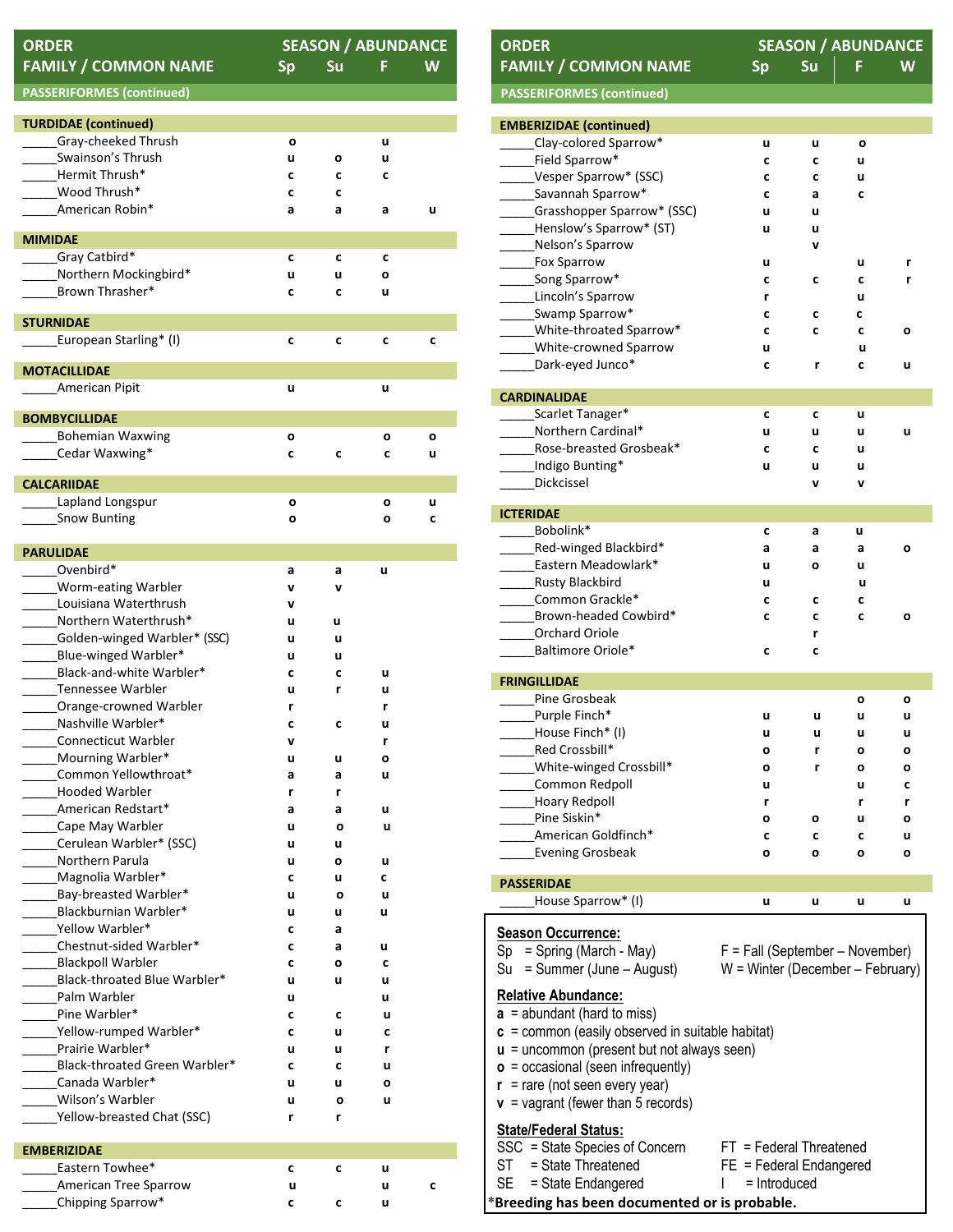| ORDER FAMILY / COMMON NAME | Sp | Su | F | W |
|---|---|---|---|---|
| **PASSERIFORMES (continued)** | | | | |
| **TURDIDAE (continued)** | | | | |
| _____Gray-cheeked Thrush | o | | u | |
| _____Swainson's Thrush | u | o | u | |
| _____Hermit Thrush* | c | c | c | |
| _____Wood Thrush* | c | c | | |
| _____American Robin* | a | a | a | u |
| **MIMIDAE** | | | | |
| _____Gray Catbird* | c | c | c | |
| _____Northern Mockingbird* | u | u | o | |
| _____Brown Thrasher* | c | c | u | |
| **STURNIDAE** | | | | |
| _____European Starling* (I) | c | c | c | c |
| **MOTACILLIDAE** | | | | |
| _____American Pipit | u | | u | |
| **BOMBYCILLIDAE** | | | | |
| _____Bohemian Waxwing | o | | o | o |
| _____Cedar Waxwing* | c | c | c | u |
| **CALCARIIDAE** | | | | |
| _____Lapland Longspur | o | | o | u |
| _____Snow Bunting | o | | o | c |
| **PARULIDAE** | | | | |
| _____Ovenbird* | a | a | u | |
| _____Worm-eating Warbler | v | v | | |
| _____Louisiana Waterthrush | v | | | |
| _____Northern Waterthrush* | u | u | | |
| _____Golden-winged Warbler* (SSC) | u | u | | |
| _____Blue-winged Warbler* | u | u | | |
| _____Black-and-white Warbler* | c | c | u | |
| _____Tennessee Warbler | u | r | u | |
| _____Orange-crowned Warbler | r | | r | |
| _____Nashville Warbler* | c | c | u | |
| _____Connecticut Warbler | v | | r | |
| _____Mourning Warbler* | u | u | o | |
| _____Common Yellowthroat* | a | a | u | |
| _____Hooded Warbler | r | r | | |
| _____American Redstart* | a | a | u | |
| _____Cape May Warbler | u | o | u | |
| _____Cerulean Warbler* (SSC) | u | u | | |
| _____Northern Parula | u | o | u | |
| _____Magnolia Warbler* | c | u | c | |
| _____Bay-breasted Warbler* | u | o | u | |
| _____Blackburnian Warbler* | u | u | u | |
| _____Yellow Warbler* | c | a | | |
| _____Chestnut-sided Warbler* | c | a | u | |
| _____Blackpoll Warbler | c | o | c | |
| _____Black-throated Blue Warbler* | u | u | u | |
| _____Palm Warbler | u | | u | |
| _____Pine Warbler* | c | c | u | |
| _____Yellow-rumped Warbler* | c | u | c | |
| _____Prairie Warbler* | u | u | r | |
| _____Black-throated Green Warbler* | c | c | u | |
| _____Canada Warbler* | u | u | o | |
| _____Wilson's Warbler | u | o | u | |
| _____Yellow-breasted Chat (SSC) | r | r | | |
| **EMBERIZIDAE** | | | | |
| _____Eastern Towhee* | c | c | u | |
| _____American Tree Sparrow | u | | u | c |
| _____Chipping Sparrow* | c | c | u | |
| **EMBERIZIDAE (continued)** | | | | |
| _____Clay-colored Sparrow* | u | u | o | |
| _____Field Sparrow* | c | c | u | |
| _____Vesper Sparrow* (SSC) | c | c | u | |
| _____Savannah Sparrow* | c | a | c | |
| _____Grasshopper Sparrow* (SSC) | u | u | | |
| _____Henslow's Sparrow* (ST) | u | u | | |
| _____Nelson's Sparrow | | v | | |
| _____Fox Sparrow | u | | u | r |
| _____Song Sparrow* | c | c | c | r |
| _____Lincoln's Sparrow | r | | u | |
| _____Swamp Sparrow* | c | c | c | |
| _____White-throated Sparrow* | c | c | c | o |
| _____White-crowned Sparrow | u | | u | |
| _____Dark-eyed Junco* | c | r | c | u |
| **CARDINALIDAE** | | | | |
| _____Scarlet Tanager* | c | c | u | |
| _____Northern Cardinal* | u | u | u | u |
| _____Rose-breasted Grosbeak* | c | c | u | |
| _____Indigo Bunting* | u | u | u | |
| _____Dickcissel | | v | v | |
| **ICTERIDAE** | | | | |
| _____Bobolink* | c | a | u | |
| _____Red-winged Blackbird* | a | a | a | o |
| _____Eastern Meadowlark* | u | o | u | |
| _____Rusty Blackbird | u | | u | |
| _____Common Grackle* | c | c | c | |
| _____Brown-headed Cowbird* | c | c | c | o |
| _____Orchard Oriole | | r | | |
| _____Baltimore Oriole* | c | c | | |
| **FRINGILLIDAE** | | | | |
| _____Pine Grosbeak | | | o | o |
| _____Purple Finch* | u | u | u | u |
| _____House Finch* (I) | u | u | u | u |
| _____Red Crossbill* | o | r | o | o |
| _____White-winged Crossbill* | o | r | o | o |
| _____Common Redpoll | u | | u | c |
| _____Hoary Redpoll | r | | r | r |
| _____Pine Siskin* | o | o | u | o |
| _____American Goldfinch* | c | c | c | u |
| _____Evening Grosbeak | o | o | o | o |
| **PASSERIDAE** | | | | |
| _____House Sparrow* (I) | u | u | u | u |

**Season Occurrence:**

Sp = Spring (March - May)
Su = Summer (June – August)
F = Fall (September – November)
W = Winter (December – February)

**Relative Abundance:**

**a** = abundant (hard to miss)
**c** = common (easily observed in suitable habitat)
**u** = uncommon (present but not always seen)
**o** = occasional (seen infrequently)
**r** = rare (not seen every year)
**v** = vagrant (fewer than 5 records)

**State/Federal Status:**

SSC = State Species of Concern
ST = State Threatened
SE = State Endangered
FT = Federal Threatened
FE = Federal Endangered
I = Introduced

***Breeding has been documented or is probable.**